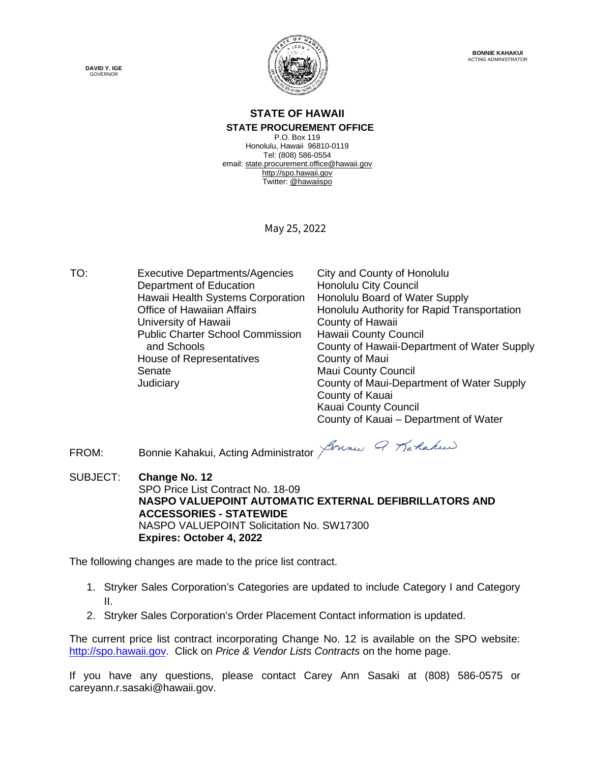**DAVID Y. IGE**
GOVERNOR

**BONNIE KAHAKUI**
ACTING ADMINISTRATOR

**STATE OF HAWAII**

**STATE PROCUREMENT OFFICE**

P.O. Box 119
Honolulu, Hawaii 96810-0119
Tel: (808) 586-0554
email: state.procurement.office@hawaii.gov
http://spo.hawaii.gov
Twitter: @hawaiispo

May 25, 2022

TO:

Executive Departments/Agencies
Department of Education
Hawaii Health Systems Corporation
Office of Hawaiian Affairs
University of Hawaii
Public Charter School Commission and Schools
House of Representatives
Senate
Judiciary

City and County of Honolulu
Honolulu City Council
Honolulu Board of Water Supply
Honolulu Authority for Rapid Transportation
County of Hawaii
Hawaii County Council
County of Hawaii-Department of Water Supply
County of Maui
Maui County Council
County of Maui-Department of Water Supply
County of Kauai
Kauai County Council
County of Kauai – Department of Water

FROM: Bonnie Kahakui, Acting Administrator

SUBJECT: **Change No. 12**
SPO Price List Contract No. 18-09
**NASPO VALUEPOINT AUTOMATIC EXTERNAL DEFIBRILLATORS AND ACCESSORIES - STATEWIDE**
NASPO VALUEPOINT Solicitation No. SW17300
**Expires: October 4, 2022**

The following changes are made to the price list contract.

1. Stryker Sales Corporation's Categories are updated to include Category I and Category II.
2. Stryker Sales Corporation's Order Placement Contact information is updated.

The current price list contract incorporating Change No. 12 is available on the SPO website: http://spo.hawaii.gov. Click on *Price & Vendor Lists Contracts* on the home page.

If you have any questions, please contact Carey Ann Sasaki at (808) 586-0575 or careyann.r.sasaki@hawaii.gov.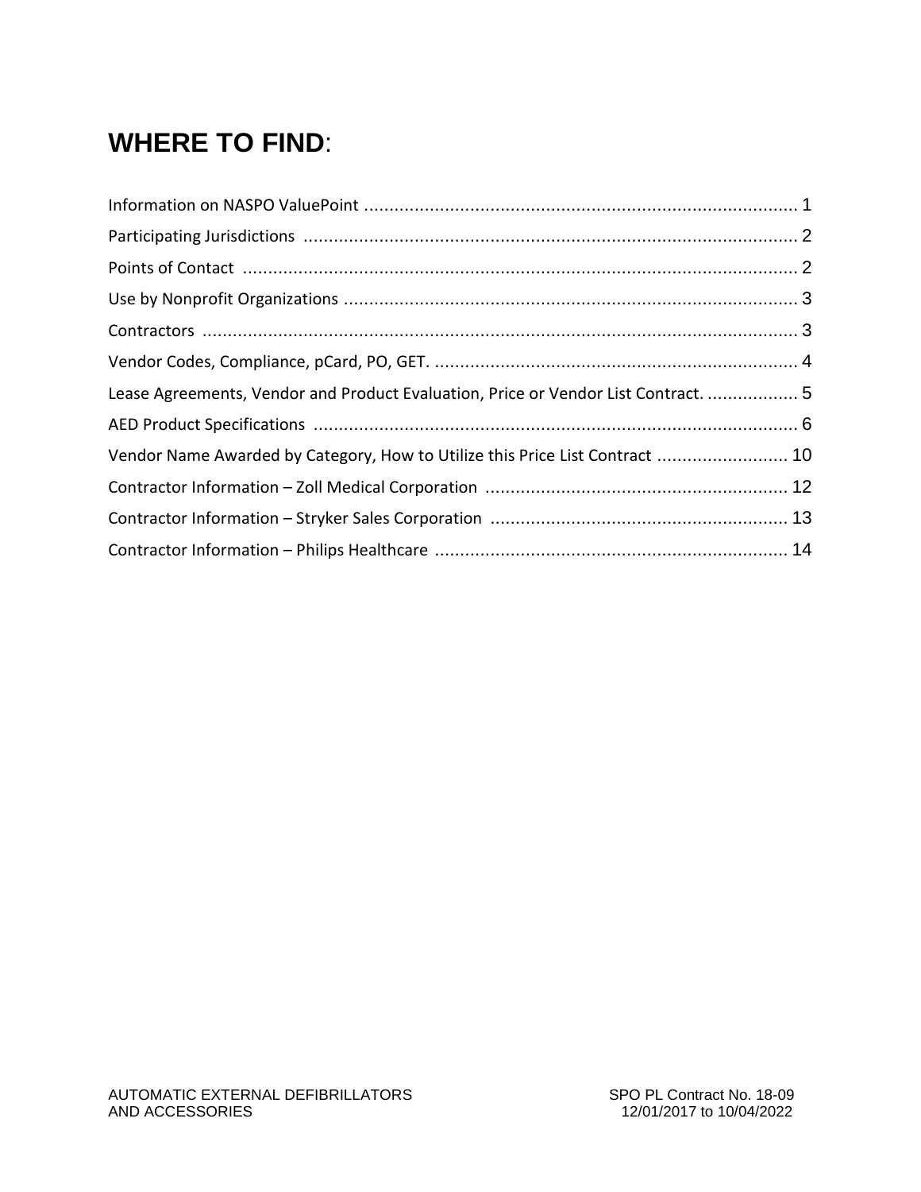# WHERE TO FIND:

| Section | Page |
| --- | --- |
| Information on NASPO ValuePoint | 1 |
| Participating Jurisdictions | 2 |
| Points of Contact | 2 |
| Use by Nonprofit Organizations | 3 |
| Contractors | 3 |
| Vendor Codes, Compliance, pCard, PO, GET. | 4 |
| Lease Agreements, Vendor and Product Evaluation, Price or Vendor List Contract. | 5 |
| AED Product Specifications | 6 |
| Vendor Name Awarded by Category, How to Utilize this Price List Contract | 10 |
| Contractor Information – Zoll Medical Corporation | 12 |
| Contractor Information – Stryker Sales Corporation | 13 |
| Contractor Information – Philips Healthcare | 14 |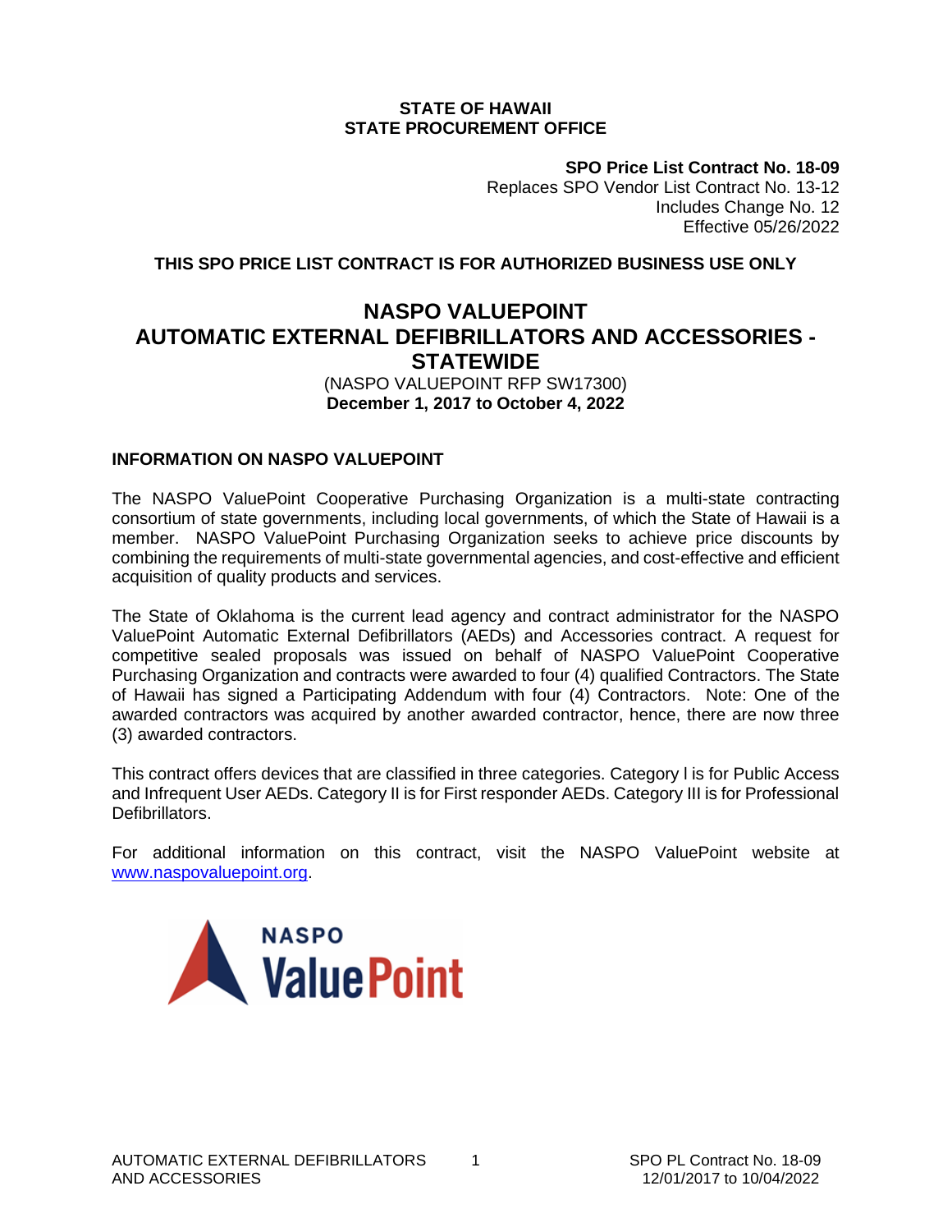**STATE OF HAWAII**
**STATE PROCUREMENT OFFICE**

**SPO Price List Contract No. 18-09**
Replaces SPO Vendor List Contract No. 13-12
Includes Change No. 12
Effective 05/26/2022

**THIS SPO PRICE LIST CONTRACT IS FOR AUTHORIZED BUSINESS USE ONLY**

# NASPO VALUEPOINT AUTOMATIC EXTERNAL DEFIBRILLATORS AND ACCESSORIES - STATEWIDE

(NASPO VALUEPOINT RFP SW17300)
**December 1, 2017 to October 4, 2022**

## INFORMATION ON NASPO VALUEPOINT

The NASPO ValuePoint Cooperative Purchasing Organization is a multi-state contracting consortium of state governments, including local governments, of which the State of Hawaii is a member. NASPO ValuePoint Purchasing Organization seeks to achieve price discounts by combining the requirements of multi-state governmental agencies, and cost-effective and efficient acquisition of quality products and services.

The State of Oklahoma is the current lead agency and contract administrator for the NASPO ValuePoint Automatic External Defibrillators (AEDs) and Accessories contract. A request for competitive sealed proposals was issued on behalf of NASPO ValuePoint Cooperative Purchasing Organization and contracts were awarded to four (4) qualified Contractors. The State of Hawaii has signed a Participating Addendum with four (4) Contractors. Note: One of the awarded contractors was acquired by another awarded contractor, hence, there are now three (3) awarded contractors.

This contract offers devices that are classified in three categories. Category I is for Public Access and Infrequent User AEDs. Category II is for First responder AEDs. Category III is for Professional Defibrillators.

For additional information on this contract, visit the NASPO ValuePoint website at www.naspovaluepoint.org.

NASPO ValuePoint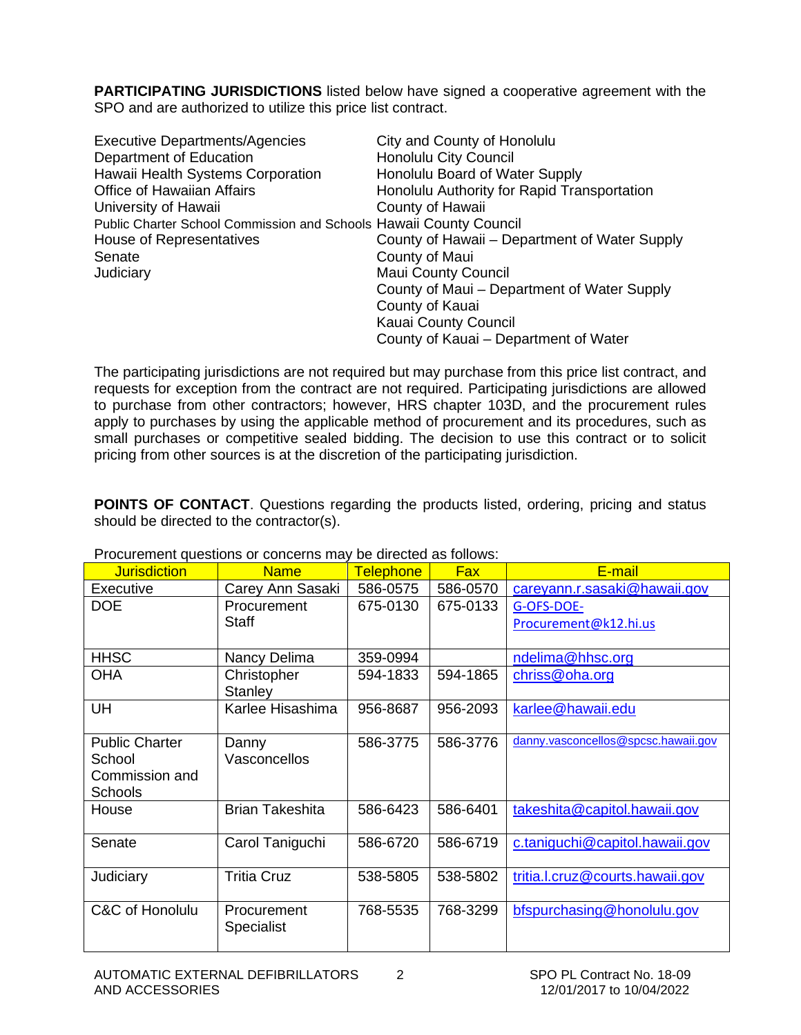**PARTICIPATING JURISDICTIONS** listed below have signed a cooperative agreement with the SPO and are authorized to utilize this price list contract.

Executive Departments/Agencies
Department of Education
Hawaii Health Systems Corporation
Office of Hawaiian Affairs
University of Hawaii
Public Charter School Commission and Schools
House of Representatives
Senate
Judiciary

City and County of Honolulu
Honolulu City Council
Honolulu Board of Water Supply
Honolulu Authority for Rapid Transportation
County of Hawaii
Hawaii County Council
County of Hawaii – Department of Water Supply
County of Maui
Maui County Council
County of Maui – Department of Water Supply
County of Kauai
Kauai County Council
County of Kauai – Department of Water

The participating jurisdictions are not required but may purchase from this price list contract, and requests for exception from the contract are not required. Participating jurisdictions are allowed to purchase from other contractors; however, HRS chapter 103D, and the procurement rules apply to purchases by using the applicable method of procurement and its procedures, such as small purchases or competitive sealed bidding. The decision to use this contract or to solicit pricing from other sources is at the discretion of the participating jurisdiction.

**POINTS OF CONTACT**. Questions regarding the products listed, ordering, pricing and status should be directed to the contractor(s).

Procurement questions or concerns may be directed as follows:

| Jurisdiction | Name | Telephone | Fax | E-mail |
|---|---|---|---|---|
| Executive | Carey Ann Sasaki | 586-0575 | 586-0570 | careyann.r.sasaki@hawaii.gov |
| DOE | Procurement Staff | 675-0130 | 675-0133 | G-OFS-DOE-Procurement@k12.hi.us |
| HHSC | Nancy Delima | 359-0994 | | ndelima@hhsc.org |
| OHA | Christopher Stanley | 594-1833 | 594-1865 | chriss@oha.org |
| UH | Karlee Hisashima | 956-8687 | 956-2093 | karlee@hawaii.edu |
| Public Charter School Commission and Schools | Danny Vasconcellos | 586-3775 | 586-3776 | danny.vasconcellos@spcsc.hawaii.gov |
| House | Brian Takeshita | 586-6423 | 586-6401 | takeshita@capitol.hawaii.gov |
| Senate | Carol Taniguchi | 586-6720 | 586-6719 | c.taniguchi@capitol.hawaii.gov |
| Judiciary | Tritia Cruz | 538-5805 | 538-5802 | tritia.l.cruz@courts.hawaii.gov |
| C&C of Honolulu | Procurement Specialist | 768-5535 | 768-3299 | bfspurchasing@honolulu.gov |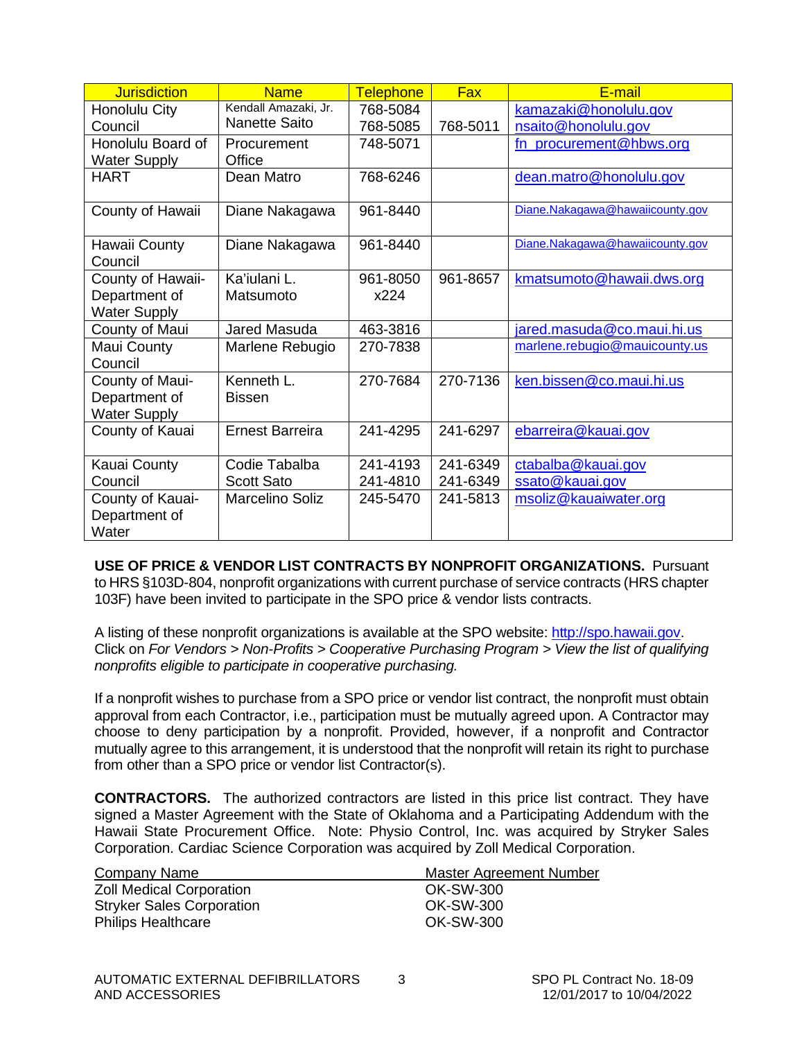| Jurisdiction | Name | Telephone | Fax | E-mail |
|---|---|---|---|---|
| Honolulu City Council | Kendall Amazaki, Jr.<br>Nanette Saito | 768-5084<br>768-5085 | <br>768-5011 | kamazaki@honolulu.gov<br>nsaito@honolulu.gov |
| Honolulu Board of Water Supply | Procurement Office | 748-5071 | | fn_procurement@hbws.org |
| HART | Dean Matro | 768-6246 | | dean.matro@honolulu.gov |
| County of Hawaii | Diane Nakagawa | 961-8440 | | Diane.Nakagawa@hawaiicounty.gov |
| Hawaii County Council | Diane Nakagawa | 961-8440 | | Diane.Nakagawa@hawaiicounty.gov |
| County of Hawaii-Department of Water Supply | Ka'iulani L. Matsumoto | 961-8050 x224 | 961-8657 | kmatsumoto@hawaii.dws.org |
| County of Maui | Jared Masuda | 463-3816 | | jared.masuda@co.maui.hi.us |
| Maui County Council | Marlene Rebugio | 270-7838 | | marlene.rebugio@mauicounty.us |
| County of Maui-Department of Water Supply | Kenneth L. Bissen | 270-7684 | 270-7136 | ken.bissen@co.maui.hi.us |
| County of Kauai | Ernest Barreira | 241-4295 | 241-6297 | ebarreira@kauai.gov |
| Kauai County Council | Codie Tabalba<br>Scott Sato | 241-4193<br>241-4810 | 241-6349<br>241-6349 | ctabalba@kauai.gov<br>ssato@kauai.gov |
| County of Kauai-Department of Water | Marcelino Soliz | 245-5470 | 241-5813 | msoliz@kauaiwater.org |

**USE OF PRICE & VENDOR LIST CONTRACTS BY NONPROFIT ORGANIZATIONS.** Pursuant to HRS §103D-804, nonprofit organizations with current purchase of service contracts (HRS chapter 103F) have been invited to participate in the SPO price & vendor lists contracts.

A listing of these nonprofit organizations is available at the SPO website: http://spo.hawaii.gov. Click on *For Vendors > Non-Profits > Cooperative Purchasing Program > View the list of qualifying nonprofits eligible to participate in cooperative purchasing.*

If a nonprofit wishes to purchase from a SPO price or vendor list contract, the nonprofit must obtain approval from each Contractor, i.e., participation must be mutually agreed upon. A Contractor may choose to deny participation by a nonprofit. Provided, however, if a nonprofit and Contractor mutually agree to this arrangement, it is understood that the nonprofit will retain its right to purchase from other than a SPO price or vendor list Contractor(s).

**CONTRACTORS.** The authorized contractors are listed in this price list contract. They have signed a Master Agreement with the State of Oklahoma and a Participating Addendum with the Hawaii State Procurement Office. Note: Physio Control, Inc. was acquired by Stryker Sales Corporation. Cardiac Science Corporation was acquired by Zoll Medical Corporation.

| Company Name | Master Agreement Number |
|---|---|
| Zoll Medical Corporation | OK-SW-300 |
| Stryker Sales Corporation | OK-SW-300 |
| Philips Healthcare | OK-SW-300 |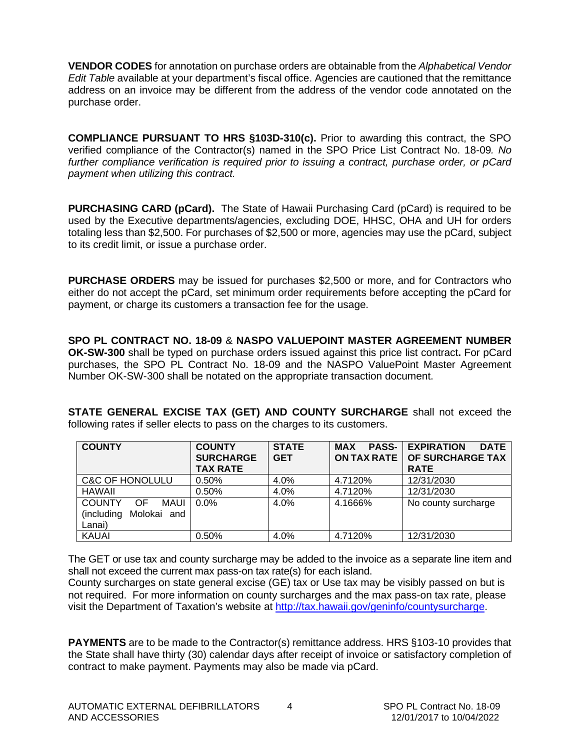**VENDOR CODES** for annotation on purchase orders are obtainable from the *Alphabetical Vendor Edit Table* available at your department's fiscal office. Agencies are cautioned that the remittance address on an invoice may be different from the address of the vendor code annotated on the purchase order.

**COMPLIANCE PURSUANT TO HRS §103D-310(c).** Prior to awarding this contract, the SPO verified compliance of the Contractor(s) named in the SPO Price List Contract No. 18-09*. No further compliance verification is required prior to issuing a contract, purchase order, or pCard payment when utilizing this contract.*

**PURCHASING CARD (pCard).** The State of Hawaii Purchasing Card (pCard) is required to be used by the Executive departments/agencies, excluding DOE, HHSC, OHA and UH for orders totaling less than $2,500. For purchases of $2,500 or more, agencies may use the pCard, subject to its credit limit, or issue a purchase order.

**PURCHASE ORDERS** may be issued for purchases $2,500 or more, and for Contractors who either do not accept the pCard, set minimum order requirements before accepting the pCard for payment, or charge its customers a transaction fee for the usage.

**SPO PL CONTRACT NO. 18-09** & **NASPO VALUEPOINT MASTER AGREEMENT NUMBER OK-SW-300** shall be typed on purchase orders issued against this price list contract**.** For pCard purchases, the SPO PL Contract No. 18-09 and the NASPO ValuePoint Master Agreement Number OK-SW-300 shall be notated on the appropriate transaction document.

**STATE GENERAL EXCISE TAX (GET) AND COUNTY SURCHARGE** shall not exceed the following rates if seller elects to pass on the charges to its customers.

| COUNTY | COUNTY SURCHARGE TAX RATE | STATE GET | MAX PASS-ON TAX RATE | EXPIRATION DATE OF SURCHARGE TAX RATE |
|---|---|---|---|---|
| C&C OF HONOLULU | 0.50% | 4.0% | 4.7120% | 12/31/2030 |
| HAWAII | 0.50% | 4.0% | 4.7120% | 12/31/2030 |
| COUNTY OF MAUI (including Molokai and Lanai) | 0.0% | 4.0% | 4.1666% | No county surcharge |
| KAUAI | 0.50% | 4.0% | 4.7120% | 12/31/2030 |

The GET or use tax and county surcharge may be added to the invoice as a separate line item and shall not exceed the current max pass-on tax rate(s) for each island.
County surcharges on state general excise (GE) tax or Use tax may be visibly passed on but is not required. For more information on county surcharges and the max pass-on tax rate, please visit the Department of Taxation's website at http://tax.hawaii.gov/geninfo/countysurcharge.

**PAYMENTS** are to be made to the Contractor(s) remittance address. HRS §103-10 provides that the State shall have thirty (30) calendar days after receipt of invoice or satisfactory completion of contract to make payment. Payments may also be made via pCard.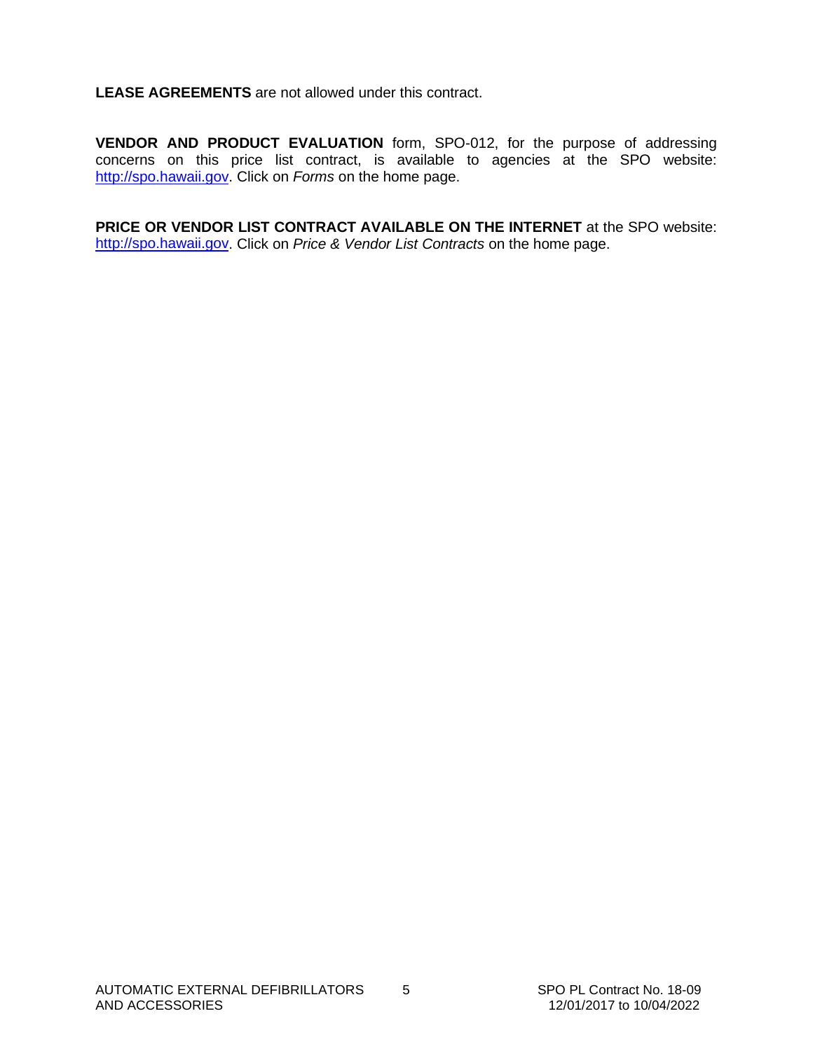**LEASE AGREEMENTS** are not allowed under this contract.

**VENDOR AND PRODUCT EVALUATION** form, SPO-012, for the purpose of addressing concerns on this price list contract, is available to agencies at the SPO website: http://spo.hawaii.gov. Click on *Forms* on the home page.

**PRICE OR VENDOR LIST CONTRACT AVAILABLE ON THE INTERNET** at the SPO website: http://spo.hawaii.gov. Click on *Price & Vendor List Contracts* on the home page.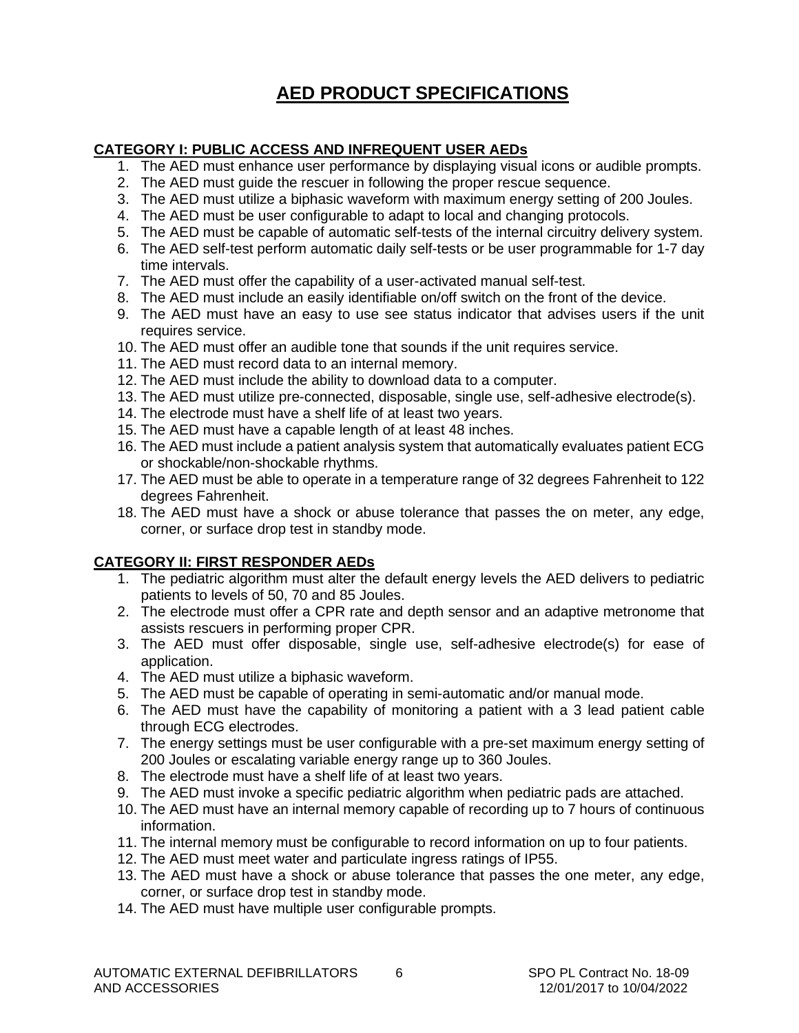# AED PRODUCT SPECIFICATIONS

**CATEGORY I: PUBLIC ACCESS AND INFREQUENT USER AEDs**

1. The AED must enhance user performance by displaying visual icons or audible prompts.
2. The AED must guide the rescuer in following the proper rescue sequence.
3. The AED must utilize a biphasic waveform with maximum energy setting of 200 Joules.
4. The AED must be user configurable to adapt to local and changing protocols.
5. The AED must be capable of automatic self-tests of the internal circuitry delivery system.
6. The AED self-test perform automatic daily self-tests or be user programmable for 1-7 day time intervals.
7. The AED must offer the capability of a user-activated manual self-test.
8. The AED must include an easily identifiable on/off switch on the front of the device.
9. The AED must have an easy to use see status indicator that advises users if the unit requires service.
10. The AED must offer an audible tone that sounds if the unit requires service.
11. The AED must record data to an internal memory.
12. The AED must include the ability to download data to a computer.
13. The AED must utilize pre-connected, disposable, single use, self-adhesive electrode(s).
14. The electrode must have a shelf life of at least two years.
15. The AED must have a capable length of at least 48 inches.
16. The AED must include a patient analysis system that automatically evaluates patient ECG or shockable/non-shockable rhythms.
17. The AED must be able to operate in a temperature range of 32 degrees Fahrenheit to 122 degrees Fahrenheit.
18. The AED must have a shock or abuse tolerance that passes the on meter, any edge, corner, or surface drop test in standby mode.

**CATEGORY II: FIRST RESPONDER AEDs**

1. The pediatric algorithm must alter the default energy levels the AED delivers to pediatric patients to levels of 50, 70 and 85 Joules.
2. The electrode must offer a CPR rate and depth sensor and an adaptive metronome that assists rescuers in performing proper CPR.
3. The AED must offer disposable, single use, self-adhesive electrode(s) for ease of application.
4. The AED must utilize a biphasic waveform.
5. The AED must be capable of operating in semi-automatic and/or manual mode.
6. The AED must have the capability of monitoring a patient with a 3 lead patient cable through ECG electrodes.
7. The energy settings must be user configurable with a pre-set maximum energy setting of 200 Joules or escalating variable energy range up to 360 Joules.
8. The electrode must have a shelf life of at least two years.
9. The AED must invoke a specific pediatric algorithm when pediatric pads are attached.
10. The AED must have an internal memory capable of recording up to 7 hours of continuous information.
11. The internal memory must be configurable to record information on up to four patients.
12. The AED must meet water and particulate ingress ratings of IP55.
13. The AED must have a shock or abuse tolerance that passes the one meter, any edge, corner, or surface drop test in standby mode.
14. The AED must have multiple user configurable prompts.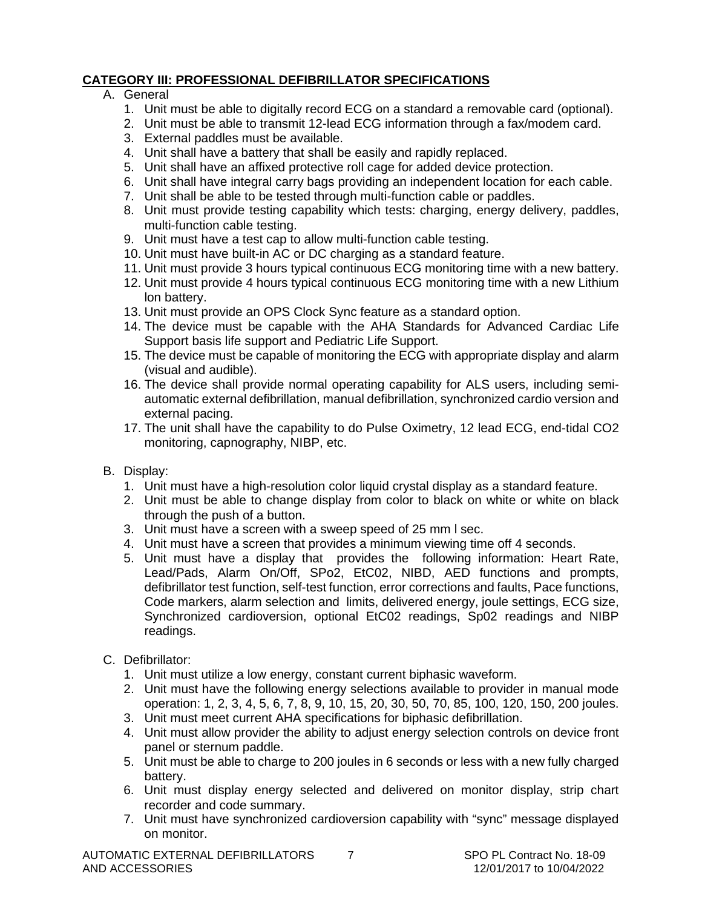## CATEGORY III: PROFESSIONAL DEFIBRILLATOR SPECIFICATIONS

A. General

1. Unit must be able to digitally record ECG on a standard a removable card (optional).
2. Unit must be able to transmit 12-lead ECG information through a fax/modem card.
3. External paddles must be available.
4. Unit shall have a battery that shall be easily and rapidly replaced.
5. Unit shall have an affixed protective roll cage for added device protection.
6. Unit shall have integral carry bags providing an independent location for each cable.
7. Unit shall be able to be tested through multi-function cable or paddles.
8. Unit must provide testing capability which tests: charging, energy delivery, paddles, multi-function cable testing.
9. Unit must have a test cap to allow multi-function cable testing.
10. Unit must have built-in AC or DC charging as a standard feature.
11. Unit must provide 3 hours typical continuous ECG monitoring time with a new battery.
12. Unit must provide 4 hours typical continuous ECG monitoring time with a new Lithium lon battery.
13. Unit must provide an OPS Clock Sync feature as a standard option.
14. The device must be capable with the AHA Standards for Advanced Cardiac Life Support basis life support and Pediatric Life Support.
15. The device must be capable of monitoring the ECG with appropriate display and alarm (visual and audible).
16. The device shall provide normal operating capability for ALS users, including semi-automatic external defibrillation, manual defibrillation, synchronized cardio version and external pacing.
17. The unit shall have the capability to do Pulse Oximetry, 12 lead ECG, end-tidal CO2 monitoring, capnography, NIBP, etc.

B. Display:

1. Unit must have a high-resolution color liquid crystal display as a standard feature.
2. Unit must be able to change display from color to black on white or white on black through the push of a button.
3. Unit must have a screen with a sweep speed of 25 mm l sec.
4. Unit must have a screen that provides a minimum viewing time off 4 seconds.
5. Unit must have a display that provides the following information: Heart Rate, Lead/Pads, Alarm On/Off, SPo2, EtC02, NIBD, AED functions and prompts, defibrillator test function, self-test function, error corrections and faults, Pace functions, Code markers, alarm selection and limits, delivered energy, joule settings, ECG size, Synchronized cardioversion, optional EtC02 readings, Sp02 readings and NIBP readings.

C. Defibrillator:

1. Unit must utilize a low energy, constant current biphasic waveform.
2. Unit must have the following energy selections available to provider in manual mode operation: 1, 2, 3, 4, 5, 6, 7, 8, 9, 10, 15, 20, 30, 50, 70, 85, 100, 120, 150, 200 joules.
3. Unit must meet current AHA specifications for biphasic defibrillation.
4. Unit must allow provider the ability to adjust energy selection controls on device front panel or sternum paddle.
5. Unit must be able to charge to 200 joules in 6 seconds or less with a new fully charged battery.
6. Unit must display energy selected and delivered on monitor display, strip chart recorder and code summary.
7. Unit must have synchronized cardioversion capability with "sync" message displayed on monitor.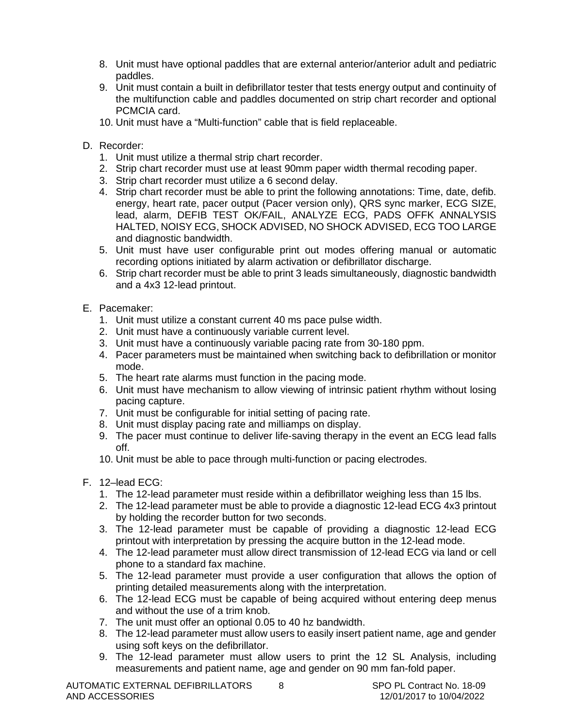8. Unit must have optional paddles that are external anterior/anterior adult and pediatric paddles.
9. Unit must contain a built in defibrillator tester that tests energy output and continuity of the multifunction cable and paddles documented on strip chart recorder and optional PCMCIA card.
10. Unit must have a “Multi-function” cable that is field replaceable.

D. Recorder:
   1. Unit must utilize a thermal strip chart recorder.
   2. Strip chart recorder must use at least 90mm paper width thermal recoding paper.
   3. Strip chart recorder must utilize a 6 second delay.
   4. Strip chart recorder must be able to print the following annotations: Time, date, defib. energy, heart rate, pacer output (Pacer version only), QRS sync marker, ECG SIZE, lead, alarm, DEFIB TEST OK/FAIL, ANALYZE ECG, PADS OFFK ANNALYSIS HALTED, NOISY ECG, SHOCK ADVISED, NO SHOCK ADVISED, ECG TOO LARGE and diagnostic bandwidth.
   5. Unit must have user configurable print out modes offering manual or automatic recording options initiated by alarm activation or defibrillator discharge.
   6. Strip chart recorder must be able to print 3 leads simultaneously, diagnostic bandwidth and a 4x3 12-lead printout.

E. Pacemaker:
   1. Unit must utilize a constant current 40 ms pace pulse width.
   2. Unit must have a continuously variable current level.
   3. Unit must have a continuously variable pacing rate from 30-180 ppm.
   4. Pacer parameters must be maintained when switching back to defibrillation or monitor mode.
   5. The heart rate alarms must function in the pacing mode.
   6. Unit must have mechanism to allow viewing of intrinsic patient rhythm without losing pacing capture.
   7. Unit must be configurable for initial setting of pacing rate.
   8. Unit must display pacing rate and milliamps on display.
   9. The pacer must continue to deliver life-saving therapy in the event an ECG lead falls off.
   10. Unit must be able to pace through multi-function or pacing electrodes.

F. 12–lead ECG:
   1. The 12-lead parameter must reside within a defibrillator weighing less than 15 lbs.
   2. The 12-lead parameter must be able to provide a diagnostic 12-lead ECG 4x3 printout by holding the recorder button for two seconds.
   3. The 12-lead parameter must be capable of providing a diagnostic 12-lead ECG printout with interpretation by pressing the acquire button in the 12-lead mode.
   4. The 12-lead parameter must allow direct transmission of 12-lead ECG via land or cell phone to a standard fax machine.
   5. The 12-lead parameter must provide a user configuration that allows the option of printing detailed measurements along with the interpretation.
   6. The 12-lead ECG must be capable of being acquired without entering deep menus and without the use of a trim knob.
   7. The unit must offer an optional 0.05 to 40 hz bandwidth.
   8. The 12-lead parameter must allow users to easily insert patient name, age and gender using soft keys on the defibrillator.
   9. The 12-lead parameter must allow users to print the 12 SL Analysis, including measurements and patient name, age and gender on 90 mm fan-fold paper.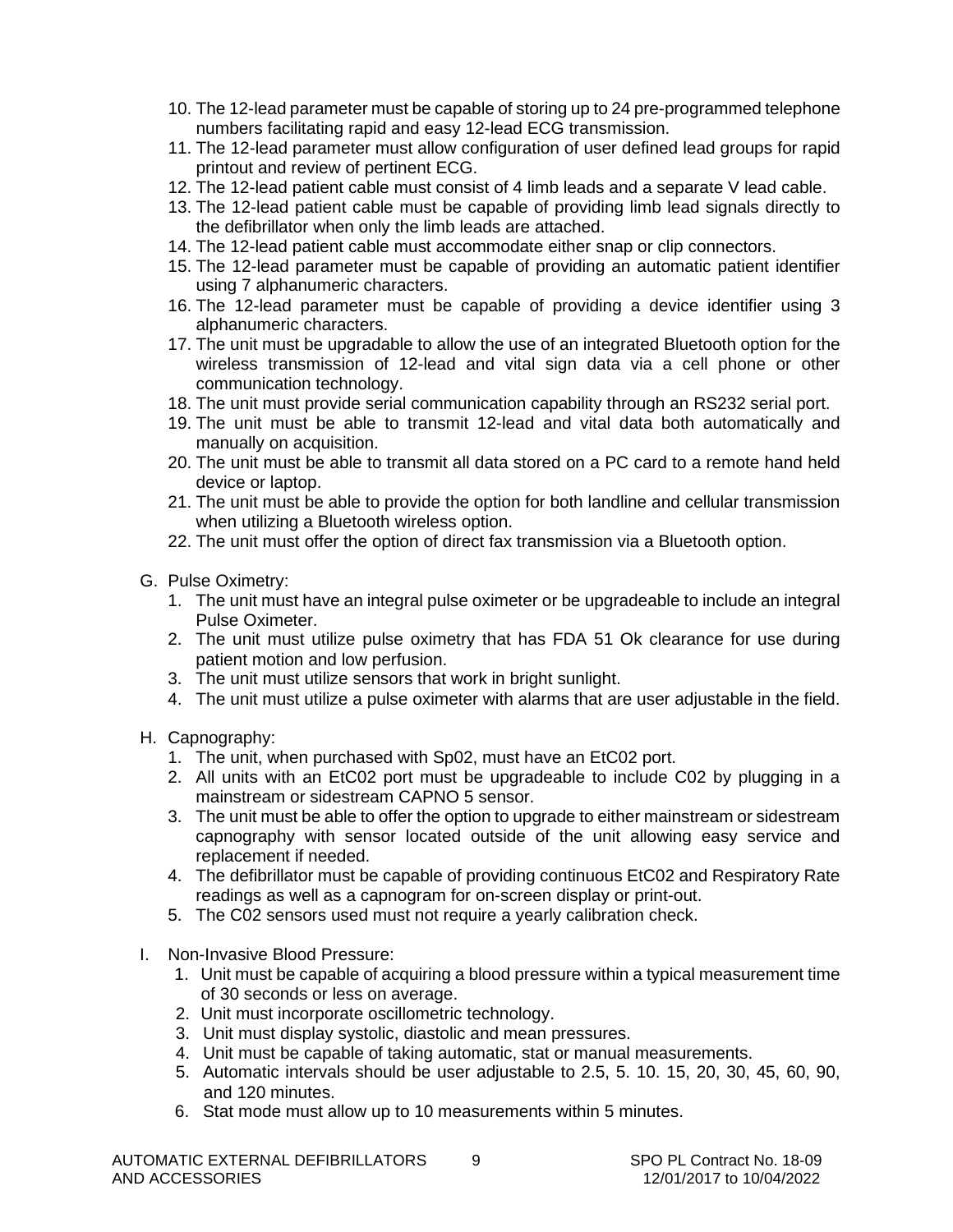10. The 12-lead parameter must be capable of storing up to 24 pre-programmed telephone numbers facilitating rapid and easy 12-lead ECG transmission.
11. The 12-lead parameter must allow configuration of user defined lead groups for rapid printout and review of pertinent ECG.
12. The 12-lead patient cable must consist of 4 limb leads and a separate V lead cable.
13. The 12-lead patient cable must be capable of providing limb lead signals directly to the defibrillator when only the limb leads are attached.
14. The 12-lead patient cable must accommodate either snap or clip connectors.
15. The 12-lead parameter must be capable of providing an automatic patient identifier using 7 alphanumeric characters.
16. The 12-lead parameter must be capable of providing a device identifier using 3 alphanumeric characters.
17. The unit must be upgradable to allow the use of an integrated Bluetooth option for the wireless transmission of 12-lead and vital sign data via a cell phone or other communication technology.
18. The unit must provide serial communication capability through an RS232 serial port.
19. The unit must be able to transmit 12-lead and vital data both automatically and manually on acquisition.
20. The unit must be able to transmit all data stored on a PC card to a remote hand held device or laptop.
21. The unit must be able to provide the option for both landline and cellular transmission when utilizing a Bluetooth wireless option.
22. The unit must offer the option of direct fax transmission via a Bluetooth option.

G. Pulse Oximetry:
   1. The unit must have an integral pulse oximeter or be upgradeable to include an integral Pulse Oximeter.
   2. The unit must utilize pulse oximetry that has FDA 51 Ok clearance for use during patient motion and low perfusion.
   3. The unit must utilize sensors that work in bright sunlight.
   4. The unit must utilize a pulse oximeter with alarms that are user adjustable in the field.

H. Capnography:
   1. The unit, when purchased with Sp02, must have an EtC02 port.
   2. All units with an EtC02 port must be upgradeable to include C02 by plugging in a mainstream or sidestream CAPNO 5 sensor.
   3. The unit must be able to offer the option to upgrade to either mainstream or sidestream capnography with sensor located outside of the unit allowing easy service and replacement if needed.
   4. The defibrillator must be capable of providing continuous EtC02 and Respiratory Rate readings as well as a capnogram for on-screen display or print-out.
   5. The C02 sensors used must not require a yearly calibration check.

I. Non-Invasive Blood Pressure:
   1. Unit must be capable of acquiring a blood pressure within a typical measurement time of 30 seconds or less on average.
   2. Unit must incorporate oscillometric technology.
   3. Unit must display systolic, diastolic and mean pressures.
   4. Unit must be capable of taking automatic, stat or manual measurements.
   5. Automatic intervals should be user adjustable to 2.5, 5. 10. 15, 20, 30, 45, 60, 90, and 120 minutes.
   6. Stat mode must allow up to 10 measurements within 5 minutes.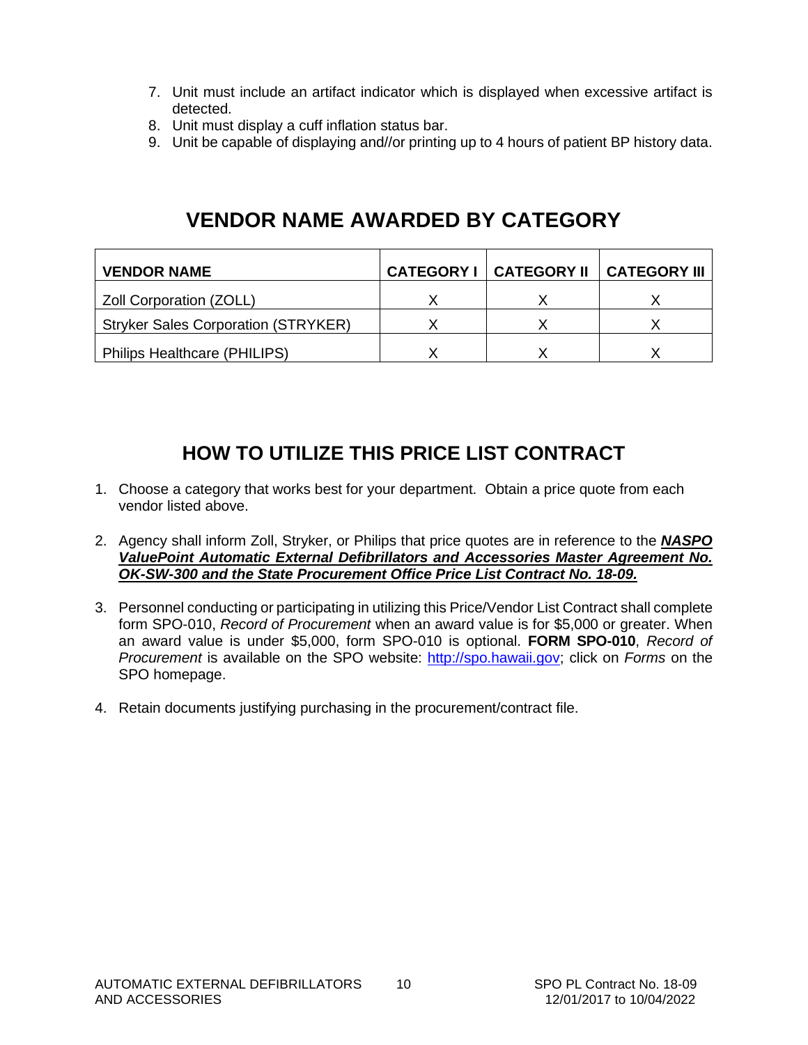7. Unit must include an artifact indicator which is displayed when excessive artifact is detected.
8. Unit must display a cuff inflation status bar.
9. Unit be capable of displaying and//or printing up to 4 hours of patient BP history data.

## VENDOR NAME AWARDED BY CATEGORY

| VENDOR NAME | CATEGORY I | CATEGORY II | CATEGORY III |
|---|---|---|---|
| Zoll Corporation (ZOLL) | X | X | X |
| Stryker Sales Corporation (STRYKER) | X | X | X |
| Philips Healthcare (PHILIPS) | X | X | X |

## HOW TO UTILIZE THIS PRICE LIST CONTRACT

1. Choose a category that works best for your department. Obtain a price quote from each vendor listed above.

2. Agency shall inform Zoll, Stryker, or Philips that price quotes are in reference to the ***NASPO ValuePoint Automatic External Defibrillators and Accessories Master Agreement No. OK-SW-300 and the State Procurement Office Price List Contract No. 18-09.***

3. Personnel conducting or participating in utilizing this Price/Vendor List Contract shall complete form SPO-010, *Record of Procurement* when an award value is for $5,000 or greater. When an award value is under $5,000, form SPO-010 is optional. **FORM SPO-010**, *Record of Procurement* is available on the SPO website: http://spo.hawaii.gov; click on *Forms* on the SPO homepage.

4. Retain documents justifying purchasing in the procurement/contract file.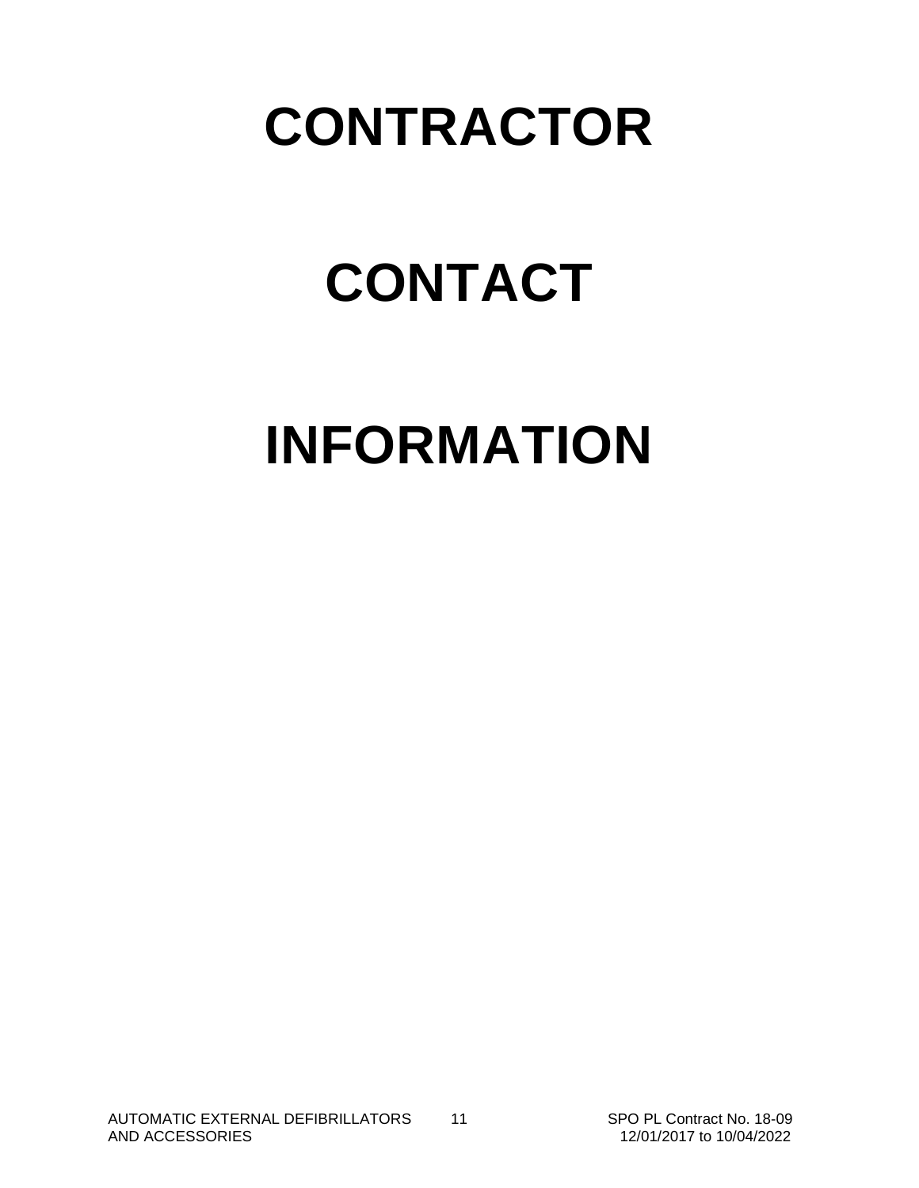# CONTRACTOR

# CONTACT

# INFORMATION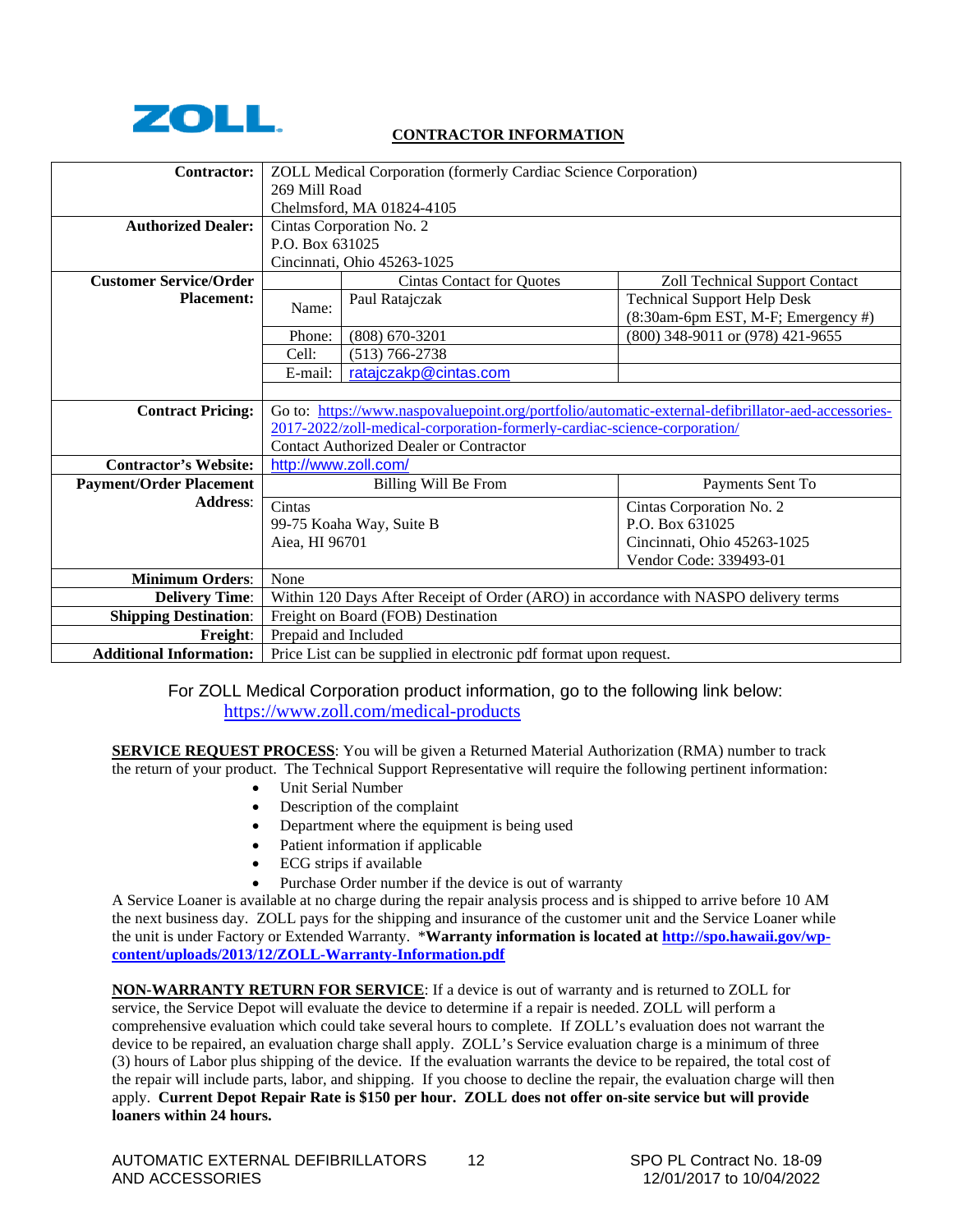ZOLL

## CONTRACTOR INFORMATION

| | | | |
|---|---|---|---|
| **Contractor:** | ZOLL Medical Corporation (formerly Cardiac Science Corporation)<br>269 Mill Road<br>Chelmsford, MA 01824-4105 | | |
| **Authorized Dealer:** | Cintas Corporation No. 2<br>P.O. Box 631025<br>Cincinnati, Ohio 45263-1025 | | |
| **Customer Service/Order Placement:** | | Cintas Contact for Quotes | Zoll Technical Support Contact |
| | Name: | Paul Ratajczak | Technical Support Help Desk<br>(8:30am-6pm EST, M-F; Emergency #) |
| | Phone: | (808) 670-3201 | (800) 348-9011 or (978) 421-9655 |
| | Cell: | (513) 766-2738 | |
| | E-mail: | ratajczakp@cintas.com | |
| **Contract Pricing:** | Go to: https://www.naspovaluepoint.org/portfolio/automatic-external-defibrillator-aed-accessories-2017-2022/zoll-medical-corporation-formerly-cardiac-science-corporation/<br>Contact Authorized Dealer or Contractor | | |
| **Contractor's Website:** | http://www.zoll.com/ | | |
| **Payment/Order Placement Address:** | Billing Will Be From | | Payments Sent To |
| | Cintas<br>99-75 Koaha Way, Suite B<br>Aiea, HI 96701 | | Cintas Corporation No. 2<br>P.O. Box 631025<br>Cincinnati, Ohio 45263-1025<br>Vendor Code: 339493-01 |
| **Minimum Orders:** | None | | |
| **Delivery Time:** | Within 120 Days After Receipt of Order (ARO) in accordance with NASPO delivery terms | | |
| **Shipping Destination:** | Freight on Board (FOB) Destination | | |
| **Freight:** | Prepaid and Included | | |
| **Additional Information:** | Price List can be supplied in electronic pdf format upon request. | | |

For ZOLL Medical Corporation product information, go to the following link below:
https://www.zoll.com/medical-products

**SERVICE REQUEST PROCESS**: You will be given a Returned Material Authorization (RMA) number to track the return of your product. The Technical Support Representative will require the following pertinent information:

- Unit Serial Number
- Description of the complaint
- Department where the equipment is being used
- Patient information if applicable
- ECG strips if available
- Purchase Order number if the device is out of warranty

A Service Loaner is available at no charge during the repair analysis process and is shipped to arrive before 10 AM the next business day. ZOLL pays for the shipping and insurance of the customer unit and the Service Loaner while the unit is under Factory or Extended Warranty. ***Warranty information is located at http://spo.hawaii.gov/wp-content/uploads/2013/12/ZOLL-Warranty-Information.pdf**

**NON-WARRANTY RETURN FOR SERVICE**: If a device is out of warranty and is returned to ZOLL for service, the Service Depot will evaluate the device to determine if a repair is needed. ZOLL will perform a comprehensive evaluation which could take several hours to complete. If ZOLL's evaluation does not warrant the device to be repaired, an evaluation charge shall apply. ZOLL's Service evaluation charge is a minimum of three (3) hours of Labor plus shipping of the device. If the evaluation warrants the device to be repaired, the total cost of the repair will include parts, labor, and shipping. If you choose to decline the repair, the evaluation charge will then apply. **Current Depot Repair Rate is $150 per hour. ZOLL does not offer on-site service but will provide loaners within 24 hours.**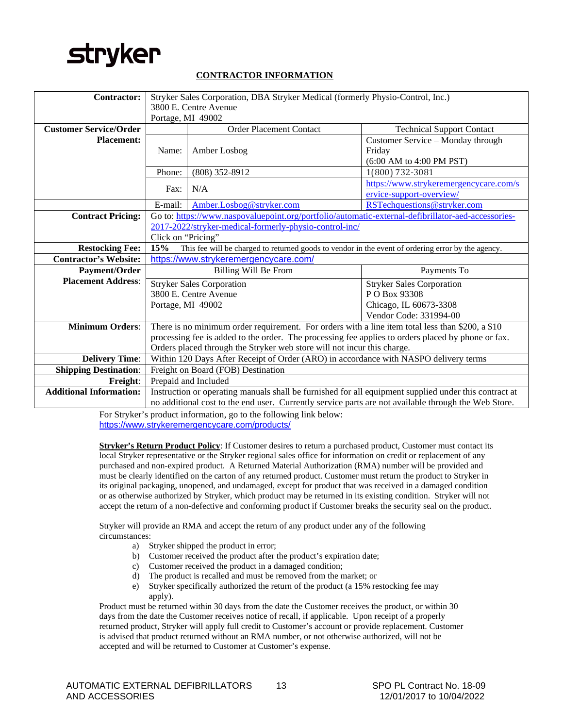stryker

## CONTRACTOR INFORMATION

| | | | |
|---|---|---|---|
| **Contractor:** | Stryker Sales Corporation, DBA Stryker Medical (formerly Physio-Control, Inc.)<br>3800 E. Centre Avenue<br>Portage, MI 49002 | | |
| **Customer Service/Order Placement:** | | Order Placement Contact | Technical Support Contact |
| | Name: | Amber Losbog | Customer Service – Monday through Friday<br>(6:00 AM to 4:00 PM PST) |
| | Phone: | (808) 352-8912 | 1(800) 732-3081 |
| | Fax: | N/A | https://www.strykeremergencycare.com/service-support-overview/ |
| | E-mail: | Amber.Losbog@stryker.com | RSTechquestions@stryker.com |
| **Contract Pricing:** | Go to: https://www.naspovaluepoint.org/portfolio/automatic-external-defibrillator-aed-accessories-2017-2022/stryker-medical-formerly-physio-control-inc/<br>Click on "Pricing" | | |
| **Restocking Fee:** | **15%** This fee will be charged to returned goods to vendor in the event of ordering error by the agency. | | |
| **Contractor's Website:** | https://www.strykeremergencycare.com/ | | |
| **Payment/Order Placement Address:** | Billing Will Be From | | Payments To |
| | Stryker Sales Corporation<br>3800 E. Centre Avenue<br>Portage, MI 49002 | | Stryker Sales Corporation<br>P O Box 93308<br>Chicago, IL 60673-3308<br>Vendor Code: 331994-00 |
| **Minimum Orders:** | There is no minimum order requirement. For orders with a line item total less than $200, a $10 processing fee is added to the order. The processing fee applies to orders placed by phone or fax. Orders placed through the Stryker web store will not incur this charge. | | |
| **Delivery Time:** | Within 120 Days After Receipt of Order (ARO) in accordance with NASPO delivery terms | | |
| **Shipping Destination:** | Freight on Board (FOB) Destination | | |
| **Freight:** | Prepaid and Included | | |
| **Additional Information:** | Instruction or operating manuals shall be furnished for all equipment supplied under this contract at no additional cost to the end user. Currently service parts are not available through the Web Store. | | |

For Stryker's product information, go to the following link below:
https://www.strykeremergencycare.com/products/

**Stryker's Return Product Policy**: If Customer desires to return a purchased product, Customer must contact its local Stryker representative or the Stryker regional sales office for information on credit or replacement of any purchased and non-expired product. A Returned Material Authorization (RMA) number will be provided and must be clearly identified on the carton of any returned product. Customer must return the product to Stryker in its original packaging, unopened, and undamaged, except for product that was received in a damaged condition or as otherwise authorized by Stryker, which product may be returned in its existing condition. Stryker will not accept the return of a non-defective and conforming product if Customer breaks the security seal on the product.

Stryker will provide an RMA and accept the return of any product under any of the following circumstances:

a) Stryker shipped the product in error;
b) Customer received the product after the product's expiration date;
c) Customer received the product in a damaged condition;
d) The product is recalled and must be removed from the market; or
e) Stryker specifically authorized the return of the product (a 15% restocking fee may apply).

Product must be returned within 30 days from the date the Customer receives the product, or within 30 days from the date the Customer receives notice of recall, if applicable. Upon receipt of a properly returned product, Stryker will apply full credit to Customer's account or provide replacement. Customer is advised that product returned without an RMA number, or not otherwise authorized, will not be accepted and will be returned to Customer at Customer's expense.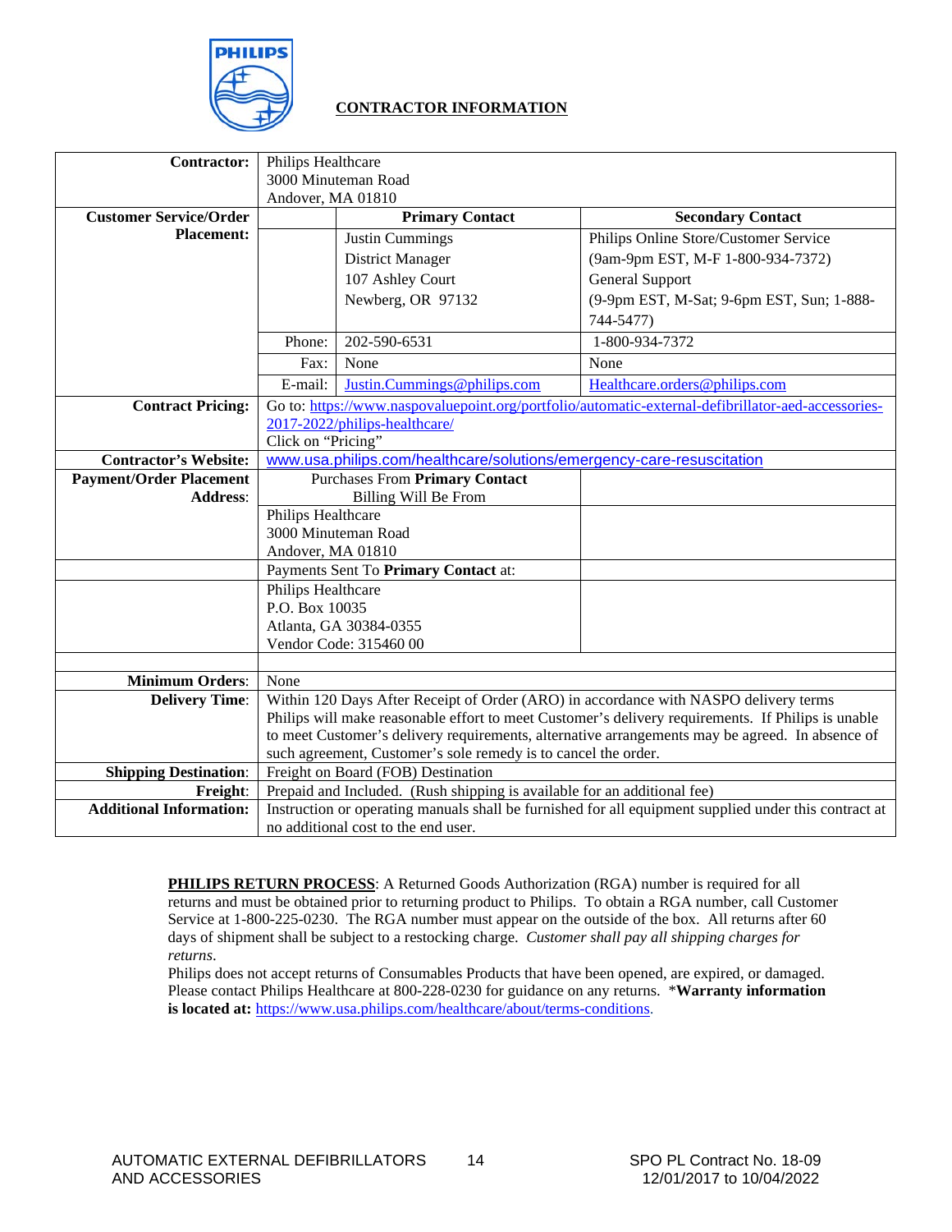PHILIPS

**CONTRACTOR INFORMATION**

| | | | |
|---|---|---|---|
| **Contractor:** | Philips Healthcare<br>3000 Minuteman Road<br>Andover, MA 01810 | | |
| **Customer Service/Order Placement:** | | **Primary Contact** | **Secondary Contact** |
| | | Justin Cummings<br>District Manager<br>107 Ashley Court<br>Newberg, OR 97132 | Philips Online Store/Customer Service<br>(9am-9pm EST, M-F 1-800-934-7372)<br>General Support<br>(9-9pm EST, M-Sat; 9-6pm EST, Sun; 1-888-744-5477) |
| | Phone: | 202-590-6531 | 1-800-934-7372 |
| | Fax: | None | None |
| | E-mail: | Justin.Cummings@philips.com | Healthcare.orders@philips.com |
| **Contract Pricing:** | Go to: https://www.naspovaluepoint.org/portfolio/automatic-external-defibrillator-aed-accessories-2017-2022/philips-healthcare/<br>Click on "Pricing" | | |
| **Contractor's Website:** | www.usa.philips.com/healthcare/solutions/emergency-care-resuscitation | | |
| **Payment/Order Placement Address:** | Purchases From **Primary Contact**<br>Billing Will Be From | | |
| | Philips Healthcare<br>3000 Minuteman Road<br>Andover, MA 01810 | | |
| | Payments Sent To **Primary Contact** at: | | |
| | Philips Healthcare<br>P.O. Box 10035<br>Atlanta, GA 30384-0355<br>Vendor Code: 315460 00 | | |
| | | | |
| **Minimum Orders:** | None | | |
| **Delivery Time:** | Within 120 Days After Receipt of Order (ARO) in accordance with NASPO delivery terms<br>Philips will make reasonable effort to meet Customer's delivery requirements. If Philips is unable to meet Customer's delivery requirements, alternative arrangements may be agreed. In absence of such agreement, Customer's sole remedy is to cancel the order. | | |
| **Shipping Destination:** | Freight on Board (FOB) Destination | | |
| **Freight:** | Prepaid and Included. (Rush shipping is available for an additional fee) | | |
| **Additional Information:** | Instruction or operating manuals shall be furnished for all equipment supplied under this contract at no additional cost to the end user. | | |

**PHILIPS RETURN PROCESS**: A Returned Goods Authorization (RGA) number is required for all returns and must be obtained prior to returning product to Philips. To obtain a RGA number, call Customer Service at 1-800-225-0230. The RGA number must appear on the outside of the box. All returns after 60 days of shipment shall be subject to a restocking charge. *Customer shall pay all shipping charges for returns.*

Philips does not accept returns of Consumables Products that have been opened, are expired, or damaged. Please contact Philips Healthcare at 800-228-0230 for guidance on any returns. ***Warranty information is located at:** https://www.usa.philips.com/healthcare/about/terms-conditions.